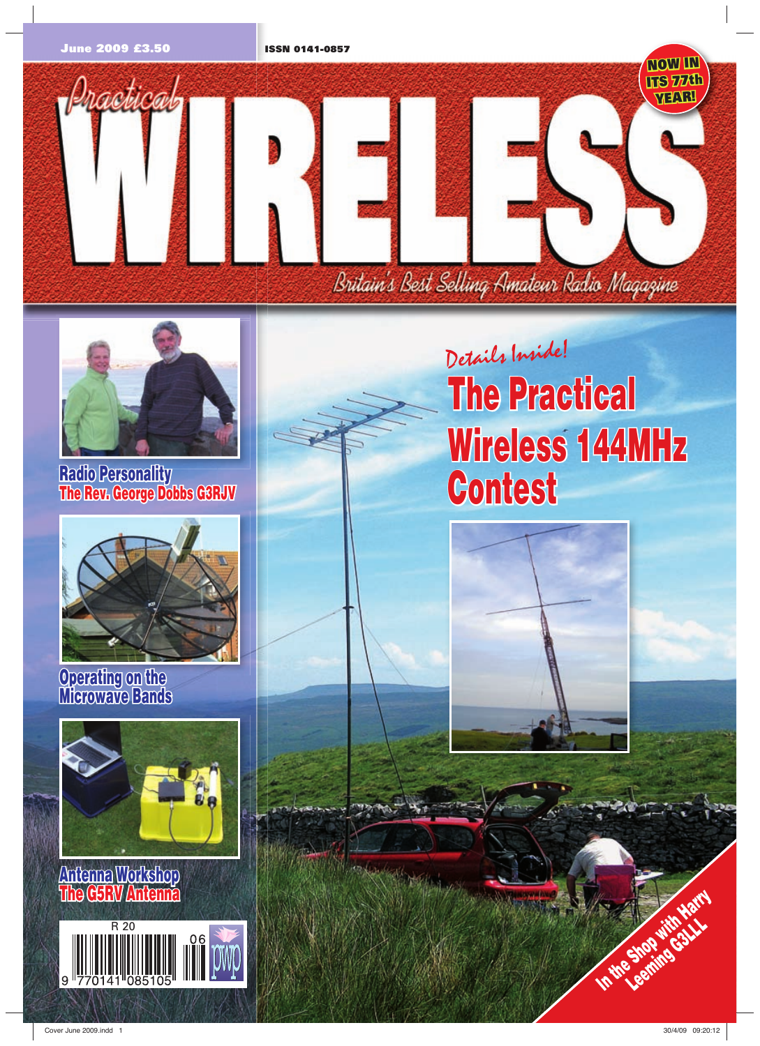June 2009 £3.50

ISSN 0141-0857

# Practical WIRELESS

NOW IN ITS 77th YEAR!

Britain's Best Selling Amateur Radio Magazine

## Radio Personality
The Rev. George Dobbs G3RJV

## Operating on the Microwave Bands

## Antenna Workshop
The G5RV Antenna

R 20

06

9 770141 085105

Details Inside!

## The Practical Wireless 144MHz Contest

In the Shop with Harry Leeming G3LLL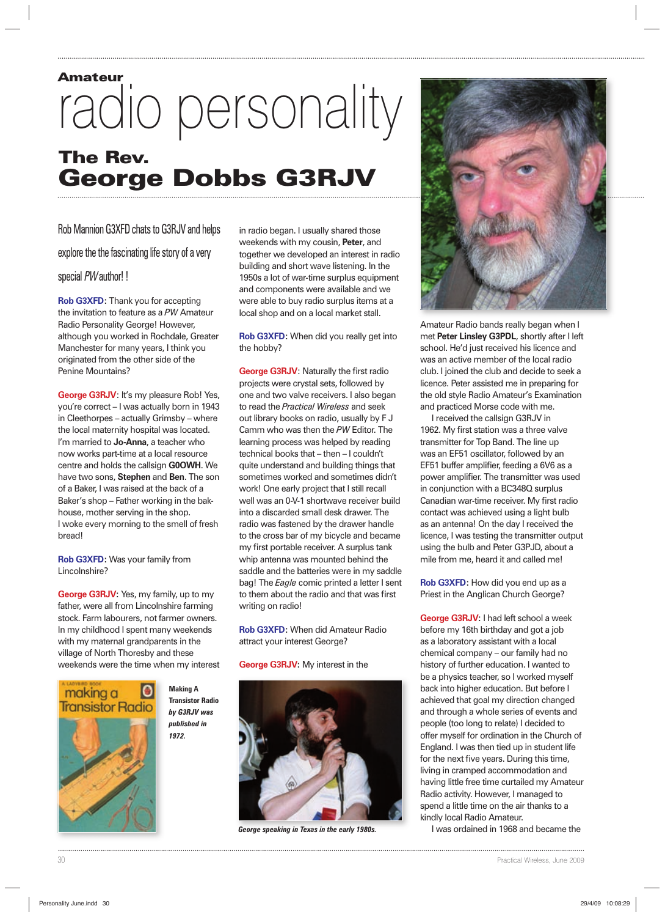Amateur

# radio personality

## The Rev. George Dobbs G3RJV

Rob Mannion G3XFD chats to G3RJV and helps explore the the fascinating life story of a very special *PW* author! !

**Rob G3XFD**: Thank you for accepting the invitation to feature as a *PW* Amateur Radio Personality George! However, although you worked in Rochdale, Greater Manchester for many years, I think you originated from the other side of the Penine Mountains?

**George G3RJV**: It's my pleasure Rob! Yes, you're correct – I was actually born in 1943 in Cleethorpes – actually Grimsby – where the local maternity hospital was located. I'm married to **Jo-Anna**, a teacher who now works part-time at a local resource centre and holds the callsign **G0OWH**. We have two sons, **Stephen** and **Ben**. The son of a Baker, I was raised at the back of a Baker's shop – Father working in the bak-house, mother serving in the shop. I woke every morning to the smell of fresh bread!

**Rob G3XFD**: Was your family from Lincolnshire?

**George G3RJV**: Yes, my family, up to my father, were all from Lincolnshire farming stock. Farm labourers, not farmer owners. In my childhood I spent many weekends with my maternal grandparents in the village of North Thoresby and these weekends were the time when my interest in radio began. I usually shared those weekends with my cousin, **Peter**, and together we developed an interest in radio building and short wave listening. In the 1950s a lot of war-time surplus equipment and components were available and we were able to buy radio surplus items at a local shop and on a local market stall.

**Rob G3XFD**: When did you really get into the hobby?

**George G3RJV**: Naturally the first radio projects were crystal sets, followed by one and two valve receivers. I also began to read the *Practical Wireless* and seek out library books on radio, usually by F J Camm who was then the *PW* Editor. The learning process was helped by reading technical books that – then – I couldn't quite understand and building things that sometimes worked and sometimes didn't work! One early project that I still recall well was an 0-V-1 shortwave receiver build into a discarded small desk drawer. The radio was fastened by the drawer handle to the cross bar of my bicycle and became my first portable receiver. A surplus tank whip antenna was mounted behind the saddle and the batteries were in my saddle bag! The *Eagle* comic printed a letter I sent to them about the radio and that was first writing on radio!

**Rob G3XFD**: When did Amateur Radio attract your interest George?

**George G3RJV**: My interest in the Amateur Radio bands really began when I met **Peter Linsley G3PDL**, shortly after I left school. He'd just received his licence and was an active member of the local radio club. I joined the club and decide to seek a licence. Peter assisted me in preparing for the old style Radio Amateur's Examination and practiced Morse code with me.

I received the callsign G3RJV in 1962. My first station was a three valve transmitter for Top Band. The line up was an EF51 oscillator, followed by an EF51 buffer amplifier, feeding a 6V6 as a power amplifier. The transmitter was used in conjunction with a BC348Q surplus Canadian war-time receiver. My first radio contact was achieved using a light bulb as an antenna! On the day I received the licence, I was testing the transmitter output using the bulb and Peter G3PJD, about a mile from me, heard it and called me!

**Rob G3XFD**: How did you end up as a Priest in the Anglican Church George?

**George G3RJV**: I had left school a week before my 16th birthday and got a job as a laboratory assistant with a local chemical company – our family had no history of further education. I wanted to be a physics teacher, so I worked myself back into higher education. But before I achieved that goal my direction changed and through a whole series of events and people (too long to relate) I decided to offer myself for ordination in the Church of England. I was then tied up in student life for the next five years. During this time, living in cramped accommodation and having little free time curtailed my Amateur Radio activity. However, I managed to spend a little time on the air thanks to a kindly local Radio Amateur.

I was ordained in 1968 and became the

*Making A Transistor Radio by G3RJV was published in 1972.*

*George speaking in Texas in the early 1980s.*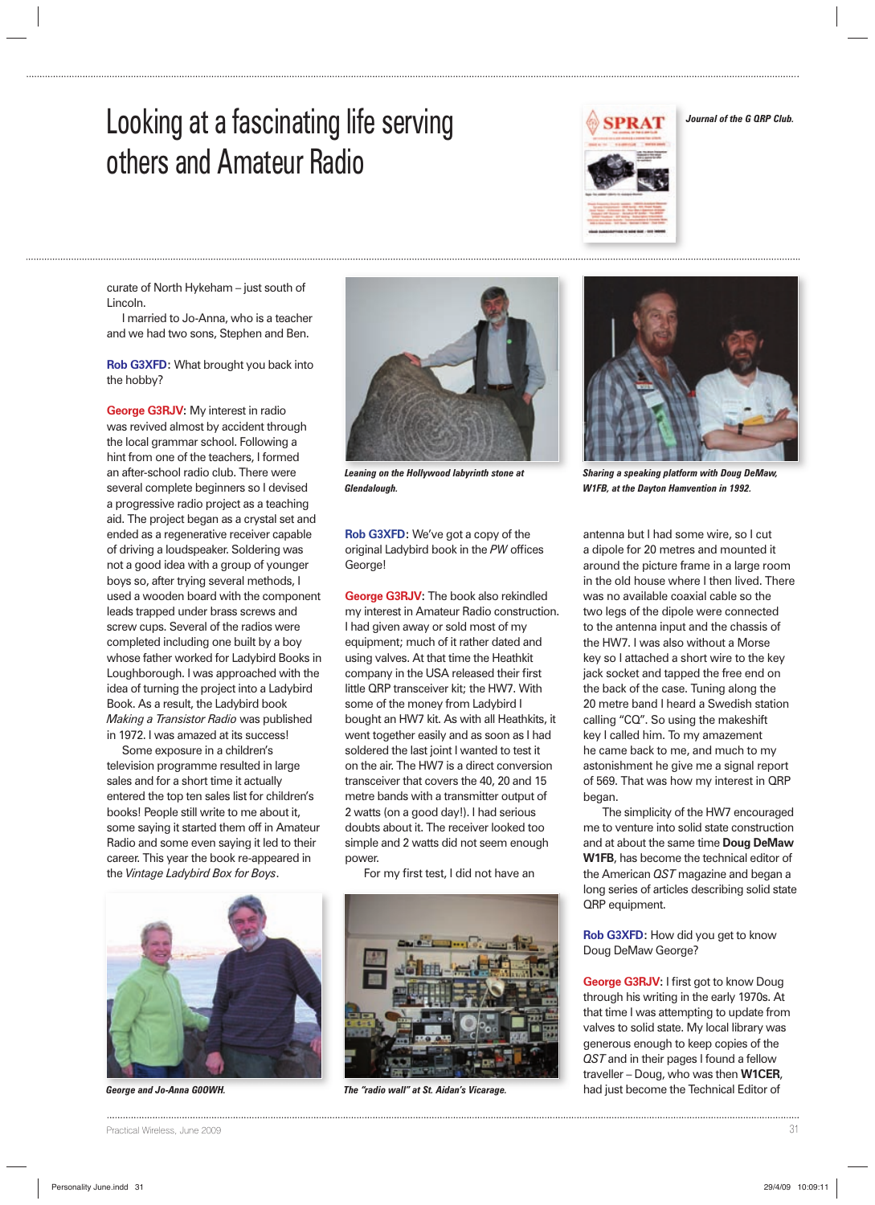# Looking at a fascinating life serving others and Amateur Radio

*Journal of the G QRP Club.*

curate of North Hykeham – just south of Lincoln.

I married to Jo-Anna, who is a teacher and we had two sons, Stephen and Ben.

**Rob G3XFD**: What brought you back into the hobby?

**George G3RJV**: My interest in radio was revived almost by accident through the local grammar school. Following a hint from one of the teachers, I formed an after-school radio club. There were several complete beginners so I devised a progressive radio project as a teaching aid. The project began as a crystal set and ended as a regenerative receiver capable of driving a loudspeaker. Soldering was not a good idea with a group of younger boys so, after trying several methods, I used a wooden board with the component leads trapped under brass screws and screw cups. Several of the radios were completed including one built by a boy whose father worked for Ladybird Books in Loughborough. I was approached with the idea of turning the project into a Ladybird Book. As a result, the Ladybird book *Making a Transistor Radio* was published in 1972. I was amazed at its success!

Some exposure in a children's television programme resulted in large sales and for a short time it actually entered the top ten sales list for children's books! People still write to me about it, some saying it started them off in Amateur Radio and some even saying it led to their career. This year the book re-appeared in the *Vintage Ladybird Box for Boys*.

George and Jo-Anna G0OWH.

Leaning on the Hollywood labyrinth stone at Glendalough.

**Rob G3XFD**: We've got a copy of the original Ladybird book in the *PW* offices George!

**George G3RJV**: The book also rekindled my interest in Amateur Radio construction. I had given away or sold most of my equipment; much of it rather dated and using valves. At that time the Heathkit company in the USA released their first little QRP transceiver kit; the HW7. With some of the money from Ladybird I bought an HW7 kit. As with all Heathkits, it went together easily and as soon as I had soldered the last joint I wanted to test it on the air. The HW7 is a direct conversion transceiver that covers the 40, 20 and 15 metre bands with a transmitter output of 2 watts (on a good day!). I had serious doubts about it. The receiver looked too simple and 2 watts did not seem enough power.

For my first test, I did not have an antenna but I had some wire, so I cut a dipole for 20 metres and mounted it around the picture frame in a large room in the old house where I then lived. There was no available coaxial cable so the two legs of the dipole were connected to the antenna input and the chassis of the HW7. I was also without a Morse key so I attached a short wire to the key jack socket and tapped the free end on the back of the case. Tuning along the 20 metre band I heard a Swedish station calling "CQ". So using the makeshift key I called him. To my amazement he came back to me, and much to my astonishment he give me a signal report of 569. That was how my interest in QRP began.

The "radio wall" at St. Aidan's Vicarage.

Sharing a speaking platform with Doug DeMaw, W1FB, at the Dayton Hamvention in 1992.

The simplicity of the HW7 encouraged me to venture into solid state construction and at about the same time **Doug DeMaw W1FB**, has become the technical editor of the American *QST* magazine and began a long series of articles describing solid state QRP equipment.

**Rob G3XFD**: How did you get to know Doug DeMaw George?

**George G3RJV**: I first got to know Doug through his writing in the early 1970s. At that time I was attempting to update from valves to solid state. My local library was generous enough to keep copies of the *QST* and in their pages I found a fellow traveller – Doug, who was then **W1CER**, had just become the Technical Editor of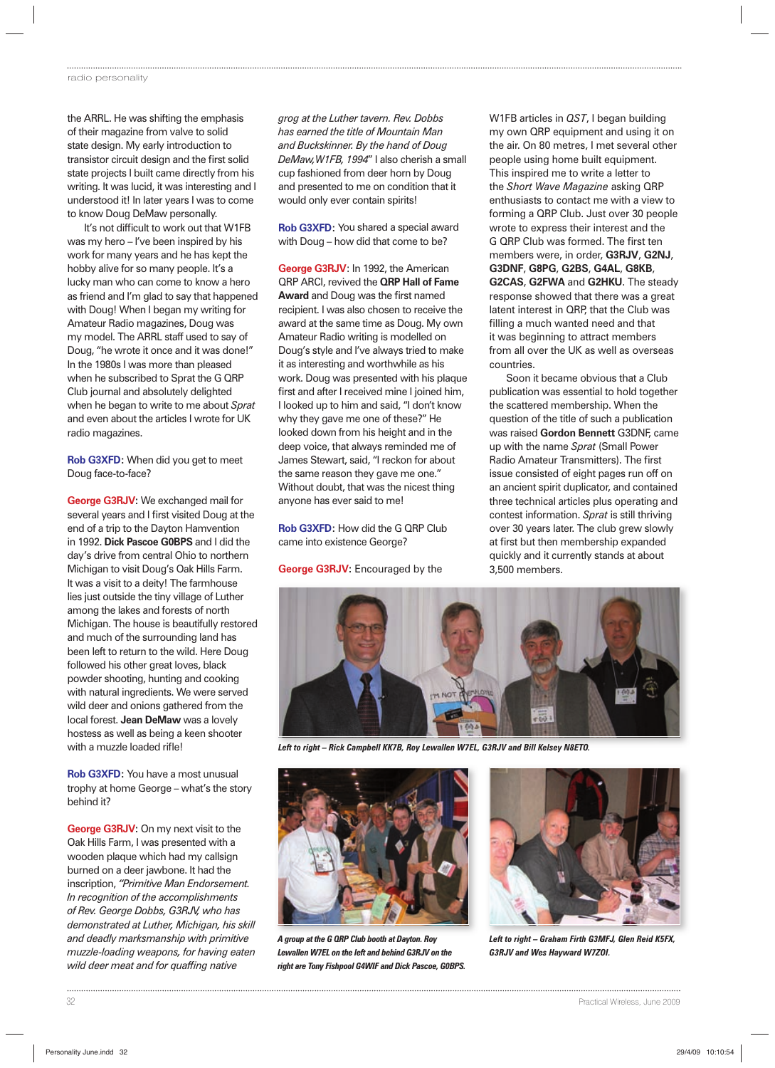the ARRL. He was shifting the emphasis of their magazine from valve to solid state design. My early introduction to transistor circuit design and the first solid state projects I built came directly from his writing. It was lucid, it was interesting and I understood it! In later years I was to come to know Doug DeMaw personally.

It's not difficult to work out that W1FB was my hero – I've been inspired by his work for many years and he has kept the hobby alive for so many people. It's a lucky man who can come to know a hero as friend and I'm glad to say that happened with Doug! When I began my writing for Amateur Radio magazines, Doug was my model. The ARRL staff used to say of Doug, "he wrote it once and it was done!" In the 1980s I was more than pleased when he subscribed to Sprat the G QRP Club journal and absolutely delighted when he began to write to me about *Sprat* and even about the articles I wrote for UK radio magazines.

**Rob G3XFD**: When did you get to meet Doug face-to-face?

**George G3RJV**: We exchanged mail for several years and I first visited Doug at the end of a trip to the Dayton Hamvention in 1992. **Dick Pascoe G0BPS** and I did the day's drive from central Ohio to northern Michigan to visit Doug's Oak Hills Farm. It was a visit to a deity! The farmhouse lies just outside the tiny village of Luther among the lakes and forests of north Michigan. The house is beautifully restored and much of the surrounding land has been left to return to the wild. Here Doug followed his other great loves, black powder shooting, hunting and cooking with natural ingredients. We were served wild deer and onions gathered from the local forest. **Jean DeMaw** was a lovely hostess as well as being a keen shooter with a muzzle loaded rifle!

**Rob G3XFD**: You have a most unusual trophy at home George – what's the story behind it?

**George G3RJV**: On my next visit to the Oak Hills Farm, I was presented with a wooden plaque which had my callsign burned on a deer jawbone. It had the inscription, *"Primitive Man Endorsement. In recognition of the accomplishments of Rev. George Dobbs, G3RJV, who has demonstrated at Luther, Michigan, his skill and deadly marksmanship with primitive muzzle-loading weapons, for having eaten wild deer meat and for quaffing native grog at the Luther tavern. Rev. Dobbs has earned the title of Mountain Man and Buckskinner. By the hand of Doug DeMaw, W1FB, 1994"* I also cherish a small cup fashioned from deer horn by Doug and presented to me on condition that it would only ever contain spirits!

**Rob G3XFD**: You shared a special award with Doug – how did that come to be?

**George G3RJV**: In 1992, the American QRP ARCI, revived the **QRP Hall of Fame Award** and Doug was the first named recipient. I was also chosen to receive the award at the same time as Doug. My own Amateur Radio writing is modelled on Doug's style and I've always tried to make it as interesting and worthwhile as his work. Doug was presented with his plaque first and after I received mine I joined him, I looked up to him and said, "I don't know why they gave me one of these?" He looked down from his height and in the deep voice, that always reminded me of James Stewart, said, "I reckon for about the same reason they gave me one." Without doubt, that was the nicest thing anyone has ever said to me!

**Rob G3XFD**: How did the G QRP Club came into existence George?

**George G3RJV**: Encouraged by the W1FB articles in *QST*, I began building my own QRP equipment and using it on the air. On 80 metres, I met several other people using home built equipment. This inspired me to write a letter to the *Short Wave Magazine* asking QRP enthusiasts to contact me with a view to forming a QRP Club. Just over 30 people wrote to express their interest and the G QRP Club was formed. The first ten members were, in order, **G3RJV**, **G2NJ**, **G3DNF**, **G8PG**, **G2BS**, **G4AL**, **G8KB**, **G2CAS**, **G2FWA** and **G2HKU**. The steady response showed that there was a great latent interest in QRP, that the Club was filling a much wanted need and that it was beginning to attract members from all over the UK as well as overseas countries.

Soon it became obvious that a Club publication was essential to hold together the scattered membership. When the question of the title of such a publication was raised **Gordon Bennett** G3DNF, came up with the name *Sprat* (Small Power Radio Amateur Transmitters). The first issue consisted of eight pages run off on an ancient spirit duplicator, and contained three technical articles plus operating and contest information. *Sprat* is still thriving over 30 years later. The club grew slowly at first but then membership expanded quickly and it currently stands at about 3,500 members.

*Left to right – Rick Campbell KK7B, Roy Lewallen W7EL, G3RJV and Bill Kelsey N8ETO.*

*A group at the G QRP Club booth at Dayton. Roy Lewallen W7EL on the left and behind G3RJV on the right are Tony Fishpool G4WIF and Dick Pascoe, G0BPS.*

*Left to right – Graham Firth G3MFJ, Glen Reid K5FX, G3RJV and Wes Hayward W7ZOI.*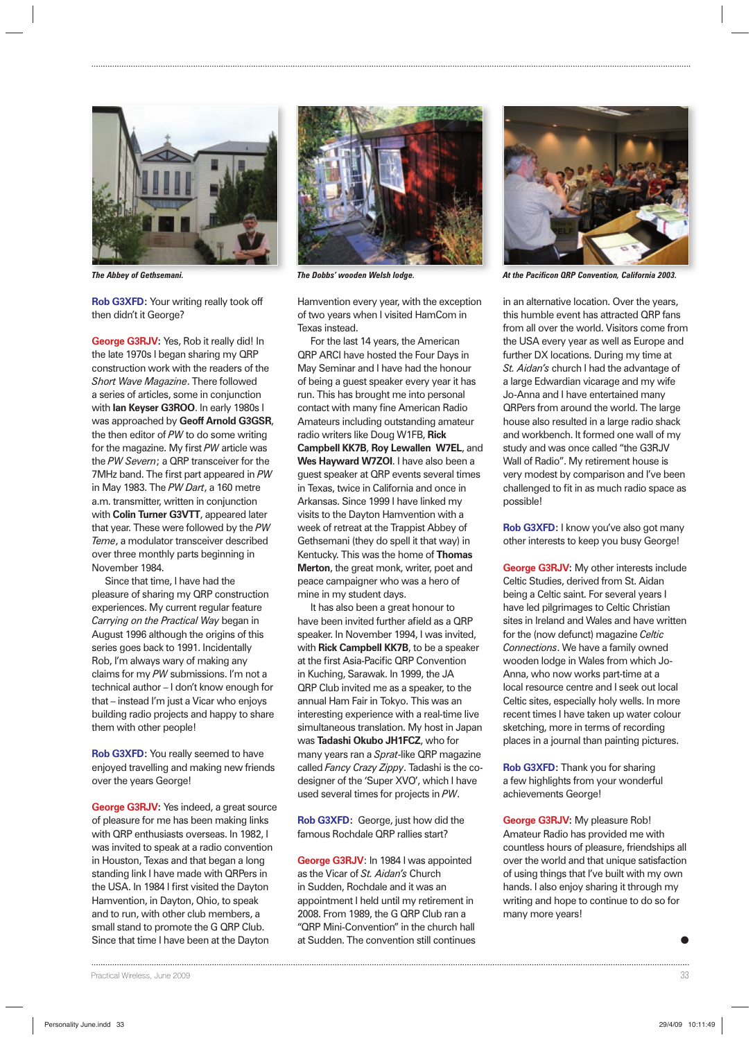*The Abbey of Gethsemani.*

*The Dobbs' wooden Welsh lodge.*

*At the Pacificon QRP Convention, California 2003.*

**Rob G3XFD**: Your writing really took off then didn't it George?

**George G3RJV**: Yes, Rob it really did! In the late 1970s I began sharing my QRP construction work with the readers of the *Short Wave Magazine*. There followed a series of articles, some in conjunction with **Ian Keyser G3ROO**. In early 1980s I was approached by **Geoff Arnold G3GSR**, the then editor of *PW* to do some writing for the magazine. My first *PW* article was the *PW Severn*; a QRP transceiver for the 7MHz band. The first part appeared in *PW* in May 1983. The *PW Dart*, a 160 metre a.m. transmitter, written in conjunction with **Colin Turner G3VTT**, appeared later that year. These were followed by the *PW Teme*, a modulator transceiver described over three monthly parts beginning in November 1984.

Since that time, I have had the pleasure of sharing my QRP construction experiences. My current regular feature *Carrying on the Practical Way* began in August 1996 although the origins of this series goes back to 1991. Incidentally Rob, I'm always wary of making any claims for my *PW* submissions. I'm not a technical author – I don't know enough for that – instead I'm just a Vicar who enjoys building radio projects and happy to share them with other people!

**Rob G3XFD**: You really seemed to have enjoyed travelling and making new friends over the years George!

**George G3RJV**: Yes indeed, a great source of pleasure for me has been making links with QRP enthusiasts overseas. In 1982, I was invited to speak at a radio convention in Houston, Texas and that began a long standing link I have made with QRPers in the USA. In 1984 I first visited the Dayton Hamvention, in Dayton, Ohio, to speak and to run, with other club members, a small stand to promote the G QRP Club. Since that time I have been at the Dayton Hamvention every year, with the exception of two years when I visited HamCom in Texas instead.

For the last 14 years, the American QRP ARCI have hosted the Four Days in May Seminar and I have had the honour of being a guest speaker every year it has run. This has brought me into personal contact with many fine American Radio Amateurs including outstanding amateur radio writers like Doug W1FB, **Rick Campbell KK7B**, **Roy Lewallen W7EL**, and **Wes Hayward W7ZOI**. I have also been a guest speaker at QRP events several times in Texas, twice in California and once in Arkansas. Since 1999 I have linked my visits to the Dayton Hamvention with a week of retreat at the Trappist Abbey of Gethsemani (they do spell it that way) in Kentucky. This was the home of **Thomas Merton**, the great monk, writer, poet and peace campaigner who was a hero of mine in my student days.

It has also been a great honour to have been invited further afield as a QRP speaker. In November 1994, I was invited, with **Rick Campbell KK7B**, to be a speaker at the first Asia-Pacific QRP Convention in Kuching, Sarawak. In 1999, the JA QRP Club invited me as a speaker, to the annual Ham Fair in Tokyo. This was an interesting experience with a real-time live simultaneous translation. My host in Japan was **Tadashi Okubo JH1FCZ**, who for many years ran a *Sprat*-like QRP magazine called *Fancy Crazy Zippy*. Tadashi is the co-designer of the 'Super VXO', which I have used several times for projects in *PW*.

**Rob G3XFD**: George, just how did the famous Rochdale QRP rallies start?

**George G3RJV**: In 1984 I was appointed as the Vicar of *St. Aidan's* Church in Sudden, Rochdale and it was an appointment I held until my retirement in 2008. From 1989, the G QRP Club ran a "QRP Mini-Convention" in the church hall at Sudden. The convention still continues in an alternative location. Over the years, this humble event has attracted QRP fans from all over the world. Visitors come from the USA every year as well as Europe and further DX locations. During my time at *St. Aidan's* church I had the advantage of a large Edwardian vicarage and my wife Jo-Anna and I have entertained many QRPers from around the world. The large house also resulted in a large radio shack and workbench. It formed one wall of my study and was once called "the G3RJV Wall of Radio". My retirement house is very modest by comparison and I've been challenged to fit in as much radio space as possible!

**Rob G3XFD**: I know you've also got many other interests to keep you busy George!

**George G3RJV**: My other interests include Celtic Studies, derived from St. Aidan being a Celtic saint. For several years I have led pilgrimages to Celtic Christian sites in Ireland and Wales and have written for the (now defunct) magazine *Celtic Connections*. We have a family owned wooden lodge in Wales from which Jo-Anna, who now works part-time at a local resource centre and I seek out local Celtic sites, especially holy wells. In more recent times I have taken up water colour sketching, more in terms of recording places in a journal than painting pictures.

**Rob G3XFD**: Thank you for sharing a few highlights from your wonderful achievements George!

**George G3RJV**: My pleasure Rob! Amateur Radio has provided me with countless hours of pleasure, friendships all over the world and that unique satisfaction of using things that I've built with my own hands. I also enjoy sharing it through my writing and hope to continue to do so for many more years!

●